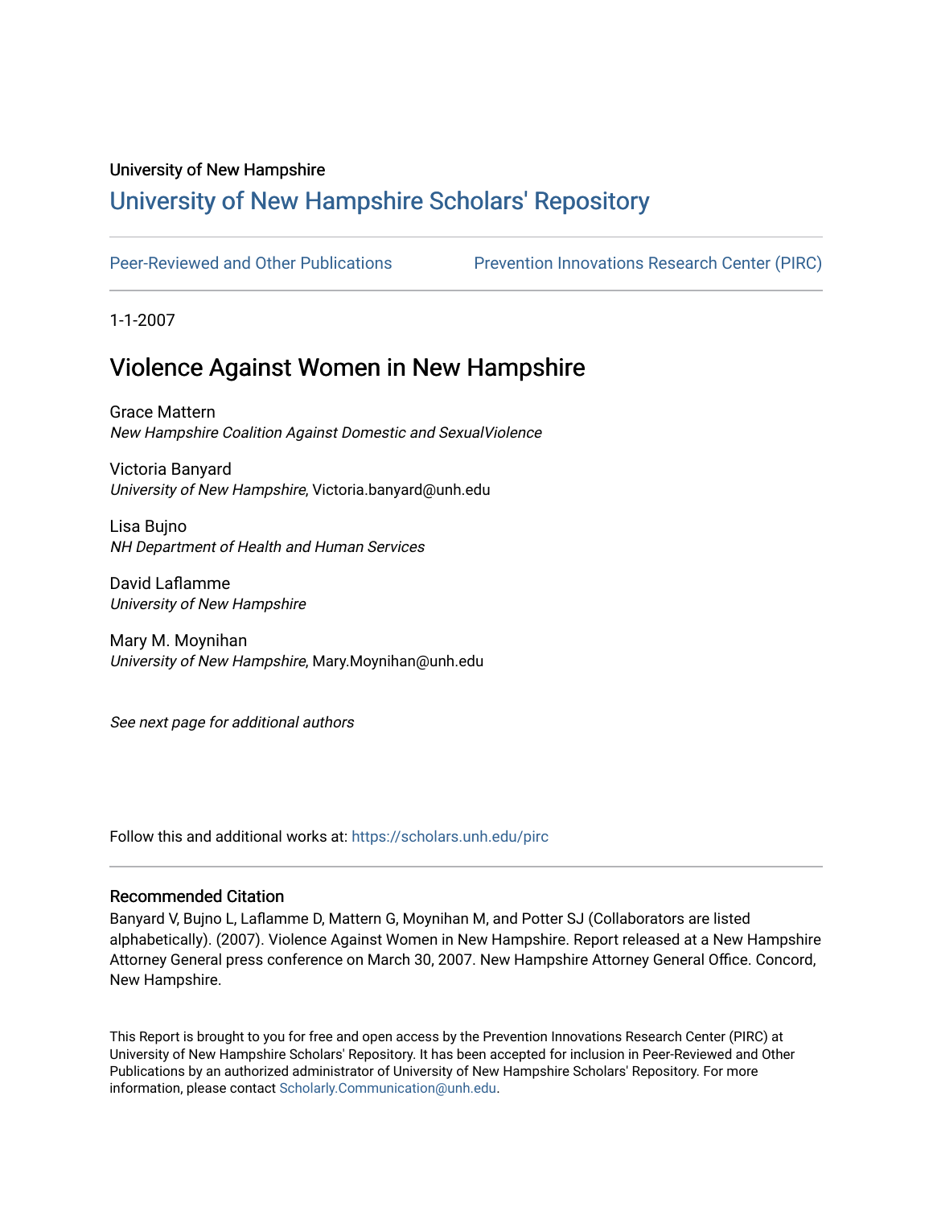University of New Hampshire

# University of New Hampshire Scholars' Repository

Peer-Reviewed and Other Publications | Prevention Innovations Research Center (PIRC)

1-1-2007

## Violence Against Women in New Hampshire

Grace Mattern
*New Hampshire Coalition Against Domestic and SexualViolence*

Victoria Banyard
*University of New Hampshire*, Victoria.banyard@unh.edu

Lisa Bujno
*NH Department of Health and Human Services*

David Laflamme
*University of New Hampshire*

Mary M. Moynihan
*University of New Hampshire*, Mary.Moynihan@unh.edu

*See next page for additional authors*

Follow this and additional works at: https://scholars.unh.edu/pirc

### Recommended Citation

Banyard V, Bujno L, Laflamme D, Mattern G, Moynihan M, and Potter SJ (Collaborators are listed alphabetically). (2007). Violence Against Women in New Hampshire. Report released at a New Hampshire Attorney General press conference on March 30, 2007. New Hampshire Attorney General Office. Concord, New Hampshire.

This Report is brought to you for free and open access by the Prevention Innovations Research Center (PIRC) at University of New Hampshire Scholars' Repository. It has been accepted for inclusion in Peer-Reviewed and Other Publications by an authorized administrator of University of New Hampshire Scholars' Repository. For more information, please contact Scholarly.Communication@unh.edu.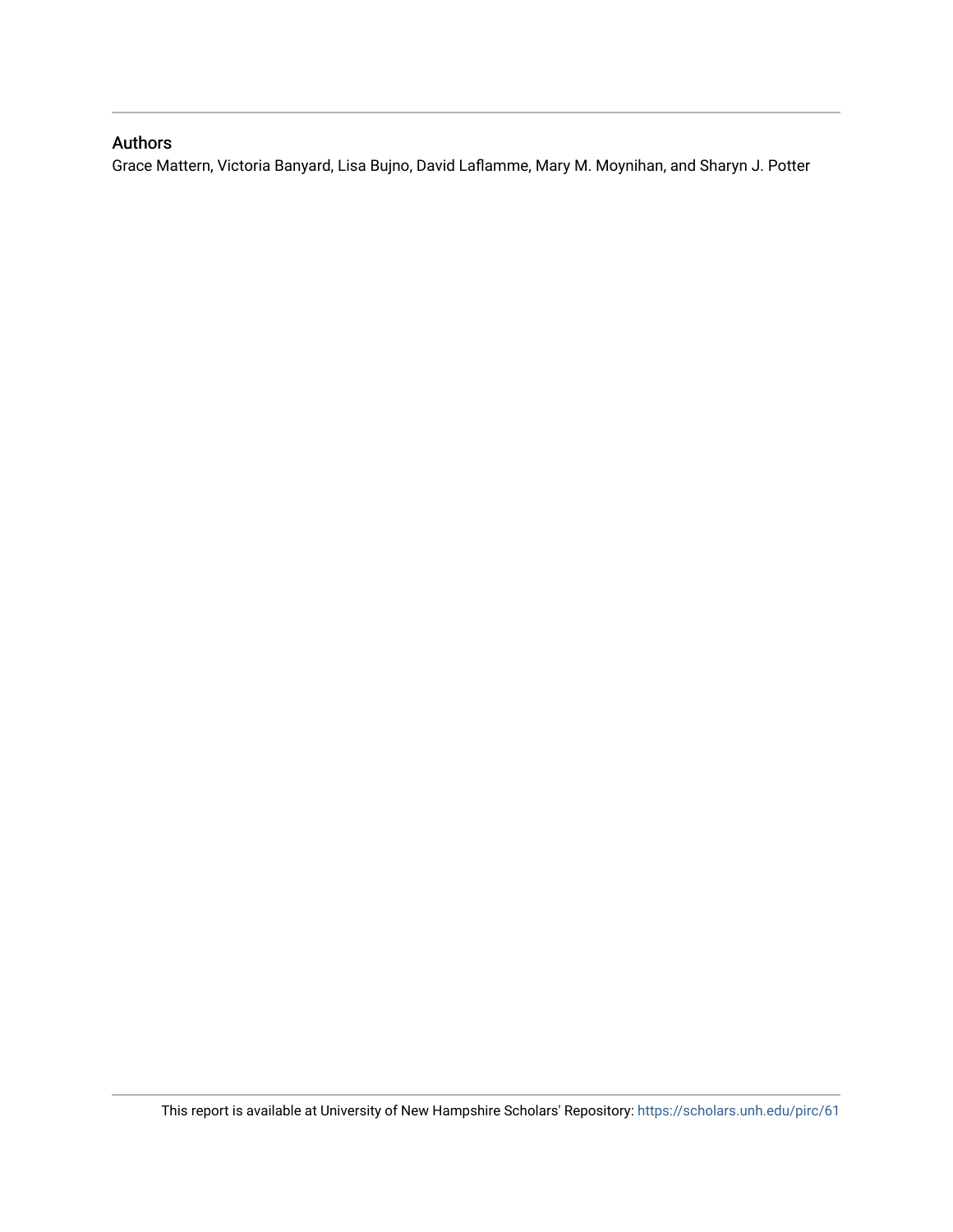## Authors

Grace Mattern, Victoria Banyard, Lisa Bujno, David Laflamme, Mary M. Moynihan, and Sharyn J. Potter

This report is available at University of New Hampshire Scholars' Repository: https://scholars.unh.edu/pirc/61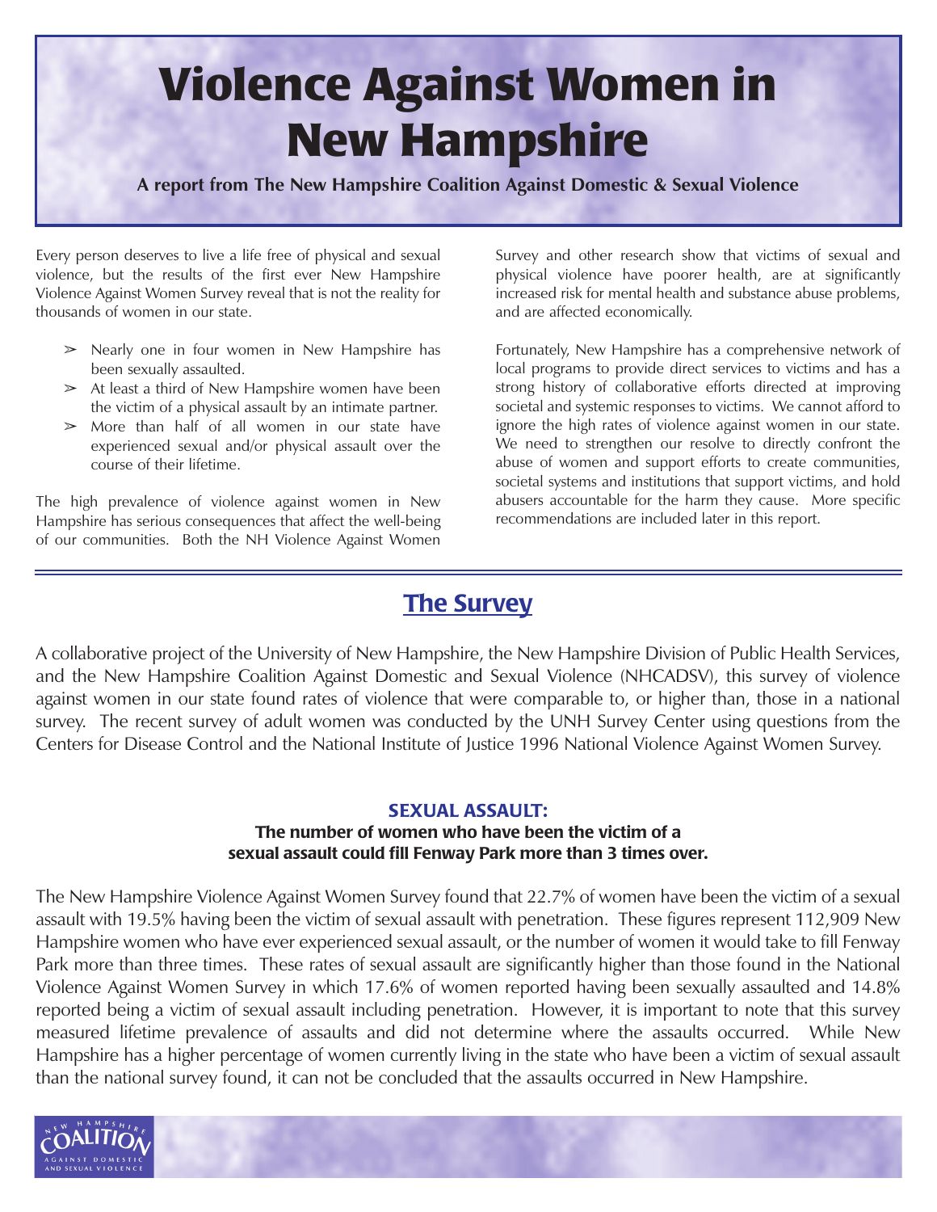# Violence Against Women in New Hampshire

**A report from The New Hampshire Coalition Against Domestic & Sexual Violence**

Every person deserves to live a life free of physical and sexual violence, but the results of the first ever New Hampshire Violence Against Women Survey reveal that is not the reality for thousands of women in our state.

- Nearly one in four women in New Hampshire has been sexually assaulted.
- At least a third of New Hampshire women have been the victim of a physical assault by an intimate partner.
- More than half of all women in our state have experienced sexual and/or physical assault over the course of their lifetime.

The high prevalence of violence against women in New Hampshire has serious consequences that affect the well-being of our communities. Both the NH Violence Against Women Survey and other research show that victims of sexual and physical violence have poorer health, are at significantly increased risk for mental health and substance abuse problems, and are affected economically.

Fortunately, New Hampshire has a comprehensive network of local programs to provide direct services to victims and has a strong history of collaborative efforts directed at improving societal and systemic responses to victims. We cannot afford to ignore the high rates of violence against women in our state. We need to strengthen our resolve to directly confront the abuse of women and support efforts to create communities, societal systems and institutions that support victims, and hold abusers accountable for the harm they cause. More specific recommendations are included later in this report.

## The Survey

A collaborative project of the University of New Hampshire, the New Hampshire Division of Public Health Services, and the New Hampshire Coalition Against Domestic and Sexual Violence (NHCADSV), this survey of violence against women in our state found rates of violence that were comparable to, or higher than, those in a national survey. The recent survey of adult women was conducted by the UNH Survey Center using questions from the Centers for Disease Control and the National Institute of Justice 1996 National Violence Against Women Survey.

### SEXUAL ASSAULT:

**The number of women who have been the victim of a sexual assault could fill Fenway Park more than 3 times over.**

The New Hampshire Violence Against Women Survey found that 22.7% of women have been the victim of a sexual assault with 19.5% having been the victim of sexual assault with penetration. These figures represent 112,909 New Hampshire women who have ever experienced sexual assault, or the number of women it would take to fill Fenway Park more than three times. These rates of sexual assault are significantly higher than those found in the National Violence Against Women Survey in which 17.6% of women reported having been sexually assaulted and 14.8% reported being a victim of sexual assault including penetration. However, it is important to note that this survey measured lifetime prevalence of assaults and did not determine where the assaults occurred. While New Hampshire has a higher percentage of women currently living in the state who have been a victim of sexual assault than the national survey found, it can not be concluded that the assaults occurred in New Hampshire.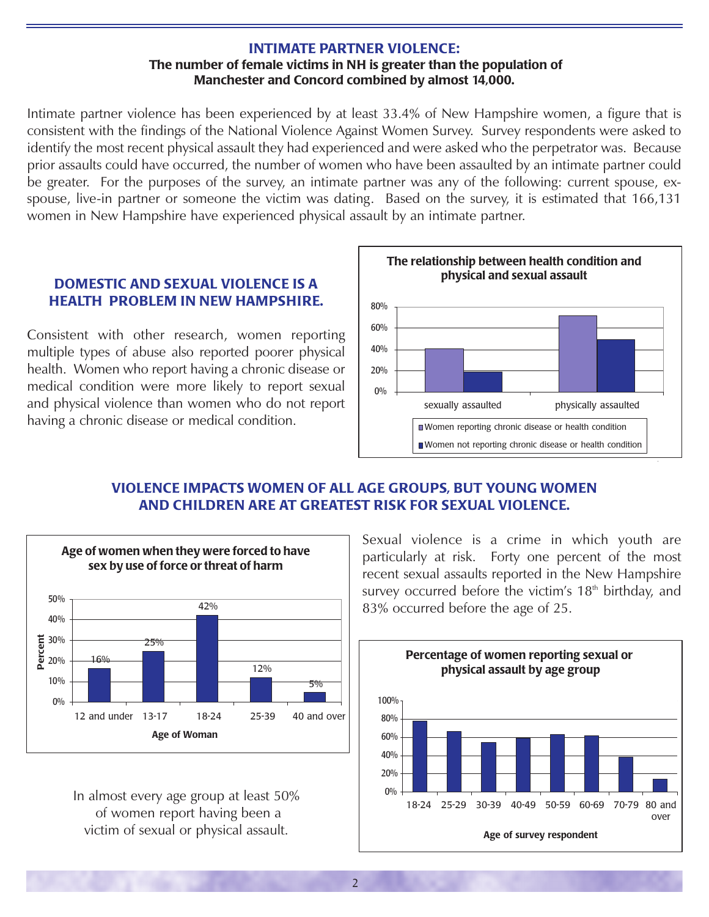## INTIMATE PARTNER VIOLENCE:

**The number of female victims in NH is greater than the population of Manchester and Concord combined by almost 14,000.**

Intimate partner violence has been experienced by at least 33.4% of New Hampshire women, a figure that is consistent with the findings of the National Violence Against Women Survey. Survey respondents were asked to identify the most recent physical assault they had experienced and were asked who the perpetrator was. Because prior assaults could have occurred, the number of women who have been assaulted by an intimate partner could be greater. For the purposes of the survey, an intimate partner was any of the following: current spouse, ex-spouse, live-in partner or someone the victim was dating. Based on the survey, it is estimated that 166,131 women in New Hampshire have experienced physical assault by an intimate partner.

## DOMESTIC AND SEXUAL VIOLENCE IS A HEALTH PROBLEM IN NEW HAMPSHIRE.

Consistent with other research, women reporting multiple types of abuse also reported poorer physical health. Women who report having a chronic disease or medical condition were more likely to report sexual and physical violence than women who do not report having a chronic disease or medical condition.

**The relationship between health condition and physical and sexual assault**

| | sexually assaulted | physically assaulted |
|---|---|---|
| Women reporting chronic disease or health condition | ~40% | ~71% |
| Women not reporting chronic disease or health condition | ~18% | ~49% |

## VIOLENCE IMPACTS WOMEN OF ALL AGE GROUPS, BUT YOUNG WOMEN AND CHILDREN ARE AT GREATEST RISK FOR SEXUAL VIOLENCE.

**Age of women when they were forced to have sex by use of force or threat of harm**

| Age of Woman | Percent |
|---|---|
| 12 and under | 16% |
| 13-17 | 25% |
| 18-24 | 42% |
| 25-39 | 12% |
| 40 and over | 5% |

Sexual violence is a crime in which youth are particularly at risk. Forty one percent of the most recent sexual assaults reported in the New Hampshire survey occurred before the victim's 18th birthday, and 83% occurred before the age of 25.

**Percentage of women reporting sexual or physical assault by age group**

| Age of survey respondent | Percent |
|---|---|
| 18-24 | ~78% |
| 25-29 | ~66% |
| 30-39 | ~54% |
| 40-49 | ~59% |
| 50-59 | ~63% |
| 60-69 | ~62% |
| 70-79 | ~38% |
| 80 and over | ~14% |

In almost every age group at least 50% of women report having been a victim of sexual or physical assault.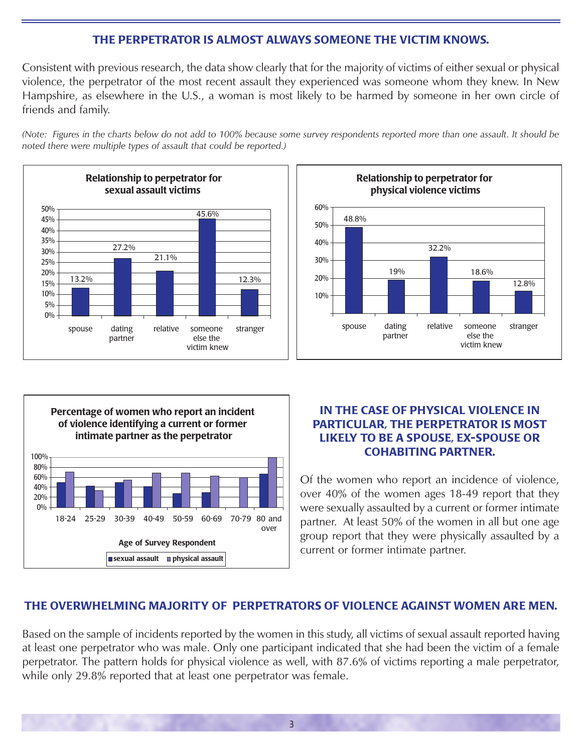## THE PERPETRATOR IS ALMOST ALWAYS SOMEONE THE VICTIM KNOWS.

Consistent with previous research, the data show clearly that for the majority of victims of either sexual or physical violence, the perpetrator of the most recent assault they experienced was someone whom they knew. In New Hampshire, as elsewhere in the U.S., a woman is most likely to be harmed by someone in her own circle of friends and family.

*(Note: Figures in the charts below do not add to 100% because some survey respondents reported more than one assault. It should be noted there were multiple types of assault that could be reported.)*

**Relationship to perpetrator for sexual assault victims**

| spouse | dating partner | relative | someone else the victim knew | stranger |
|---|---|---|---|---|
| 13.2% | 27.2% | 21.1% | 45.6% | 12.3% |

**Relationship to perpetrator for physical violence victims**

| spouse | dating partner | relative | someone else the victim knew | stranger |
|---|---|---|---|---|
| 48.8% | 19% | 32.2% | 18.6% | 12.8% |

**Percentage of women who report an incident of violence identifying a current or former intimate partner as the perpetrator**

Age of Survey Respondent: 18-24, 25-29, 30-39, 40-49, 50-59, 60-69, 70-79, 80 and over

Legend: sexual assault, physical assault

## IN THE CASE OF PHYSICAL VIOLENCE IN PARTICULAR, THE PERPETRATOR IS MOST LIKELY TO BE A SPOUSE, EX-SPOUSE OR COHABITING PARTNER.

Of the women who report an incidence of violence, over 40% of the women ages 18-49 report that they were sexually assaulted by a current or former intimate partner. At least 50% of the women in all but one age group report that they were physically assaulted by a current or former intimate partner.

## THE OVERWHELMING MAJORITY OF PERPETRATORS OF VIOLENCE AGAINST WOMEN ARE MEN.

Based on the sample of incidents reported by the women in this study, all victims of sexual assault reported having at least one perpetrator who was male. Only one participant indicated that she had been the victim of a female perpetrator. The pattern holds for physical violence as well, with 87.6% of victims reporting a male perpetrator, while only 29.8% reported that at least one perpetrator was female.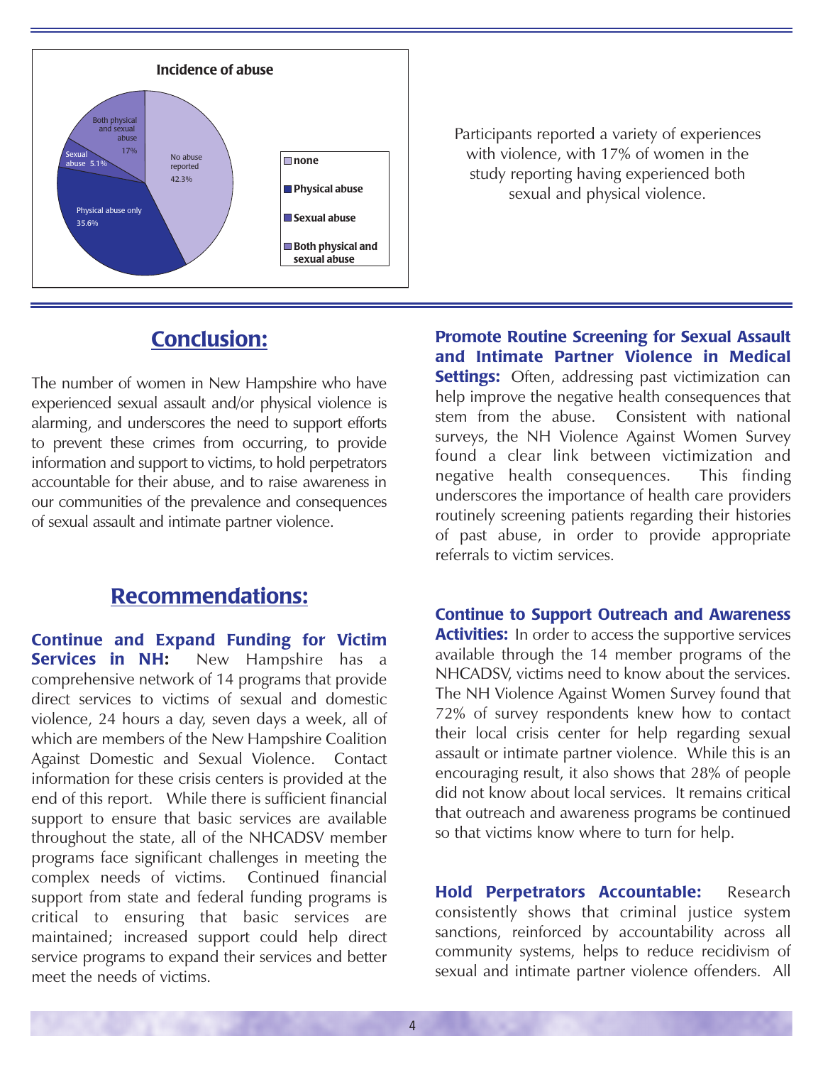**Incidence of abuse**

| Category | Percentage |
| --- | --- |
| No abuse reported | 42.3% |
| Physical abuse only | 35.6% |
| Sexual abuse | 5.1% |
| Both physical and sexual abuse | 17% |

Participants reported a variety of experiences with violence, with 17% of women in the study reporting having experienced both sexual and physical violence.

## Conclusion:

The number of women in New Hampshire who have experienced sexual assault and/or physical violence is alarming, and underscores the need to support efforts to prevent these crimes from occurring, to provide information and support to victims, to hold perpetrators accountable for their abuse, and to raise awareness in our communities of the prevalence and consequences of sexual assault and intimate partner violence.

## Recommendations:

**Continue and Expand Funding for Victim Services in NH:** New Hampshire has a comprehensive network of 14 programs that provide direct services to victims of sexual and domestic violence, 24 hours a day, seven days a week, all of which are members of the New Hampshire Coalition Against Domestic and Sexual Violence. Contact information for these crisis centers is provided at the end of this report. While there is sufficient financial support to ensure that basic services are available throughout the state, all of the NHCADSV member programs face significant challenges in meeting the complex needs of victims. Continued financial support from state and federal funding programs is critical to ensuring that basic services are maintained; increased support could help direct service programs to expand their services and better meet the needs of victims.

**Promote Routine Screening for Sexual Assault and Intimate Partner Violence in Medical Settings:** Often, addressing past victimization can help improve the negative health consequences that stem from the abuse. Consistent with national surveys, the NH Violence Against Women Survey found a clear link between victimization and negative health consequences. This finding underscores the importance of health care providers routinely screening patients regarding their histories of past abuse, in order to provide appropriate referrals to victim services.

**Continue to Support Outreach and Awareness Activities:** In order to access the supportive services available through the 14 member programs of the NHCADSV, victims need to know about the services. The NH Violence Against Women Survey found that 72% of survey respondents knew how to contact their local crisis center for help regarding sexual assault or intimate partner violence. While this is an encouraging result, it also shows that 28% of people did not know about local services. It remains critical that outreach and awareness programs be continued so that victims know where to turn for help.

**Hold Perpetrators Accountable:** Research consistently shows that criminal justice system sanctions, reinforced by accountability across all community systems, helps to reduce recidivism of sexual and intimate partner violence offenders. All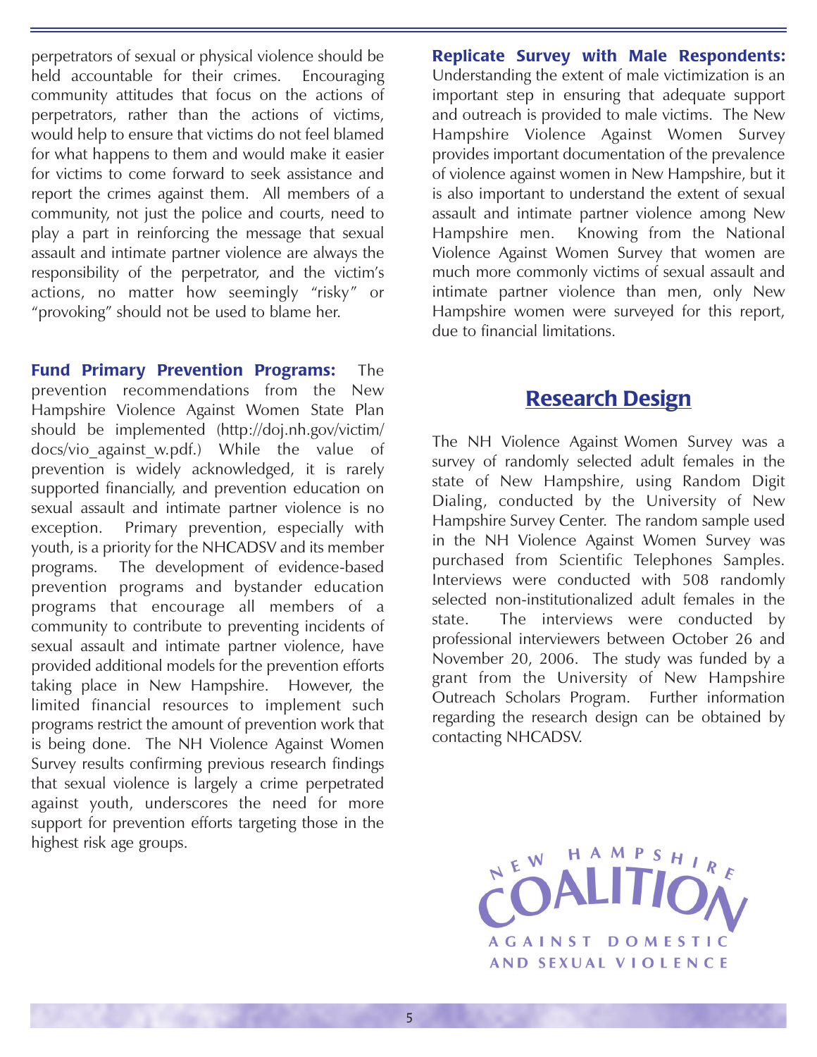perpetrators of sexual or physical violence should be held accountable for their crimes. Encouraging community attitudes that focus on the actions of perpetrators, rather than the actions of victims, would help to ensure that victims do not feel blamed for what happens to them and would make it easier for victims to come forward to seek assistance and report the crimes against them. All members of a community, not just the police and courts, need to play a part in reinforcing the message that sexual assault and intimate partner violence are always the responsibility of the perpetrator, and the victim's actions, no matter how seemingly "risky" or "provoking" should not be used to blame her.

**Fund Primary Prevention Programs:** The prevention recommendations from the New Hampshire Violence Against Women State Plan should be implemented (http://doj.nh.gov/victim/docs/vio_against_w.pdf.) While the value of prevention is widely acknowledged, it is rarely supported financially, and prevention education on sexual assault and intimate partner violence is no exception. Primary prevention, especially with youth, is a priority for the NHCADSV and its member programs. The development of evidence-based prevention programs and bystander education programs that encourage all members of a community to contribute to preventing incidents of sexual assault and intimate partner violence, have provided additional models for the prevention efforts taking place in New Hampshire. However, the limited financial resources to implement such programs restrict the amount of prevention work that is being done. The NH Violence Against Women Survey results confirming previous research findings that sexual violence is largely a crime perpetrated against youth, underscores the need for more support for prevention efforts targeting those in the highest risk age groups.

**Replicate Survey with Male Respondents:** Understanding the extent of male victimization is an important step in ensuring that adequate support and outreach is provided to male victims. The New Hampshire Violence Against Women Survey provides important documentation of the prevalence of violence against women in New Hampshire, but it is also important to understand the extent of sexual assault and intimate partner violence among New Hampshire men. Knowing from the National Violence Against Women Survey that women are much more commonly victims of sexual assault and intimate partner violence than men, only New Hampshire women were surveyed for this report, due to financial limitations.

## Research Design

The NH Violence Against Women Survey was a survey of randomly selected adult females in the state of New Hampshire, using Random Digit Dialing, conducted by the University of New Hampshire Survey Center. The random sample used in the NH Violence Against Women Survey was purchased from Scientific Telephones Samples. Interviews were conducted with 508 randomly selected non-institutionalized adult females in the state. The interviews were conducted by professional interviewers between October 26 and November 20, 2006. The study was funded by a grant from the University of New Hampshire Outreach Scholars Program. Further information regarding the research design can be obtained by contacting NHCADSV.

NEW HAMPSHIRE COALITION AGAINST DOMESTIC AND SEXUAL VIOLENCE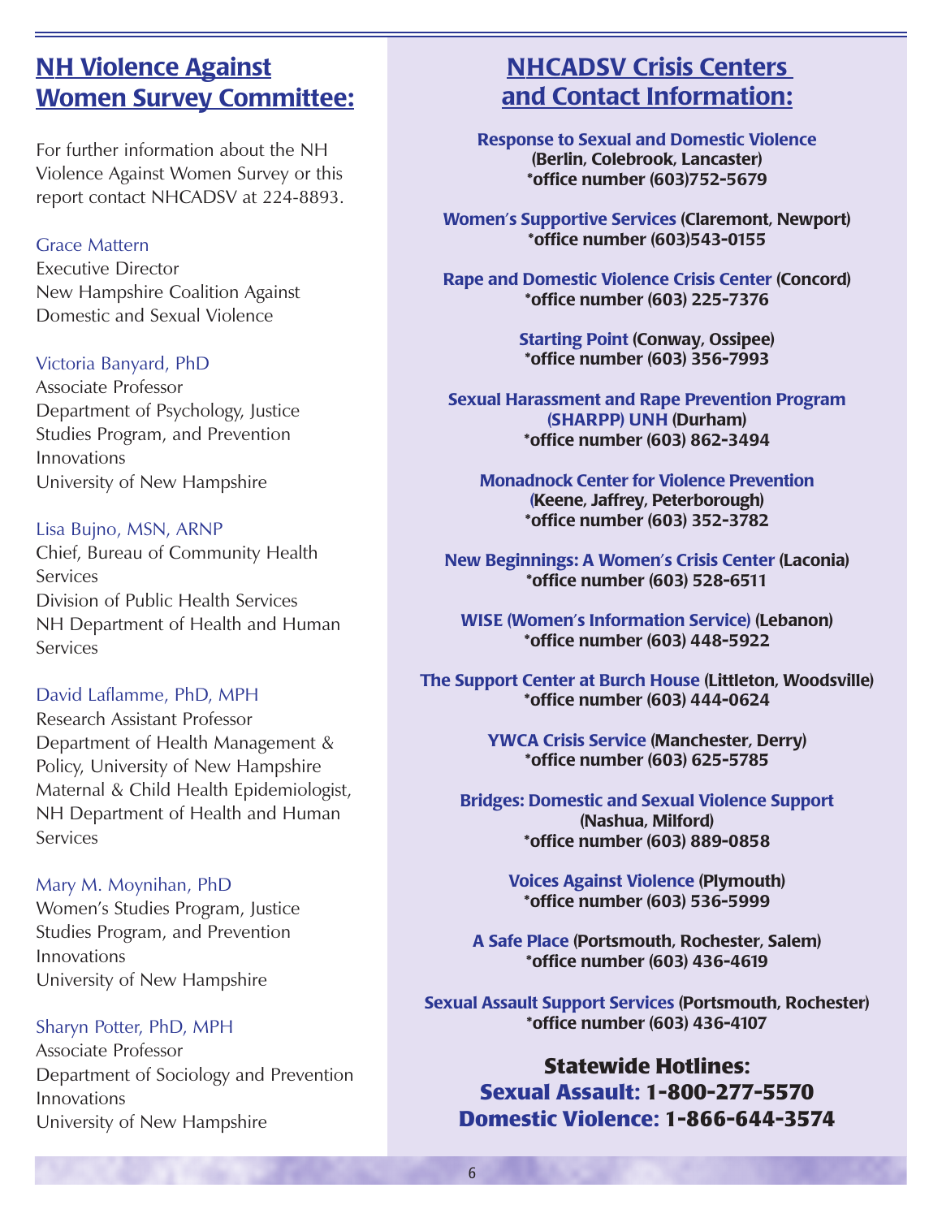## NH Violence Against Women Survey Committee:

For further information about the NH Violence Against Women Survey or this report contact NHCADSV at 224-8893.

Grace Mattern
Executive Director
New Hampshire Coalition Against Domestic and Sexual Violence

Victoria Banyard, PhD
Associate Professor
Department of Psychology, Justice Studies Program, and Prevention Innovations
University of New Hampshire

Lisa Bujno, MSN, ARNP
Chief, Bureau of Community Health Services
Division of Public Health Services
NH Department of Health and Human Services

David Laflamme, PhD, MPH
Research Assistant Professor
Department of Health Management & Policy, University of New Hampshire
Maternal & Child Health Epidemiologist, NH Department of Health and Human Services

Mary M. Moynihan, PhD
Women's Studies Program, Justice Studies Program, and Prevention Innovations
University of New Hampshire

Sharyn Potter, PhD, MPH
Associate Professor
Department of Sociology and Prevention Innovations
University of New Hampshire

## NHCADSV Crisis Centers and Contact Information:

**Response to Sexual and Domestic Violence**
**(Berlin, Colebrook, Lancaster)**
**\*office number (603)752-5679**

**Women's Supportive Services (Claremont, Newport)**
**\*office number (603)543-0155**

**Rape and Domestic Violence Crisis Center (Concord)**
**\*office number (603) 225-7376**

**Starting Point (Conway, Ossipee)**
**\*office number (603) 356-7993**

**Sexual Harassment and Rape Prevention Program (SHARPP) UNH (Durham)**
**\*office number (603) 862-3494**

**Monadnock Center for Violence Prevention**
**(Keene, Jaffrey, Peterborough)**
**\*office number (603) 352-3782**

**New Beginnings: A Women's Crisis Center (Laconia)**
**\*office number (603) 528-6511**

**WISE (Women's Information Service) (Lebanon)**
**\*office number (603) 448-5922**

**The Support Center at Burch House (Littleton, Woodsville)**
**\*office number (603) 444-0624**

**YWCA Crisis Service (Manchester, Derry)**
**\*office number (603) 625-5785**

**Bridges: Domestic and Sexual Violence Support**
**(Nashua, Milford)**
**\*office number (603) 889-0858**

**Voices Against Violence (Plymouth)**
**\*office number (603) 536-5999**

**A Safe Place (Portsmouth, Rochester, Salem)**
**\*office number (603) 436-4619**

**Sexual Assault Support Services (Portsmouth, Rochester)**
**\*office number (603) 436-4107**

### Statewide Hotlines:
**Sexual Assault: 1-800-277-5570**
**Domestic Violence: 1-866-644-3574**